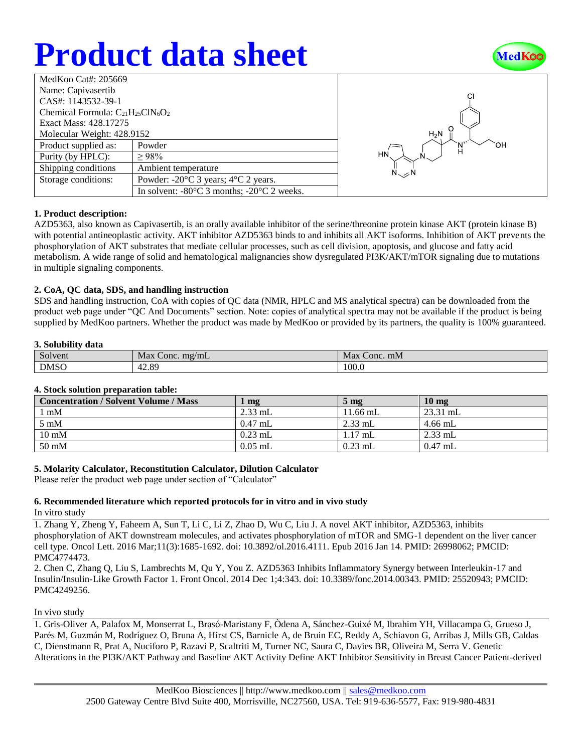# Product data sheet

| MedKoo Cat#: 205669 | |
|---|---|
| Name: Capivasertib | |
| CAS#: 1143532-39-1 | |
| Chemical Formula: $C_{21}H_{25}ClN_6O_2$ | |
| Exact Mass: 428.17275 | |
| Molecular Weight: 428.9152 | |
| Product supplied as: | Powder |
| Purity (by HPLC): | ≥ 98% |
| Shipping conditions | Ambient temperature |
| Storage conditions: | Powder: -20°C 3 years; 4°C 2 years. |
| | In solvent: -80°C 3 months; -20°C 2 weeks. |

### 1. Product description:

AZD5363, also known as Capivasertib, is an orally available inhibitor of the serine/threonine protein kinase AKT (protein kinase B) with potential antineoplastic activity. AKT inhibitor AZD5363 binds to and inhibits all AKT isoforms. Inhibition of AKT prevents the phosphorylation of AKT substrates that mediate cellular processes, such as cell division, apoptosis, and glucose and fatty acid metabolism. A wide range of solid and hematological malignancies show dysregulated PI3K/AKT/mTOR signaling due to mutations in multiple signaling components.

### 2. CoA, QC data, SDS, and handling instruction

SDS and handling instruction, CoA with copies of QC data (NMR, HPLC and MS analytical spectra) can be downloaded from the product web page under "QC And Documents" section. Note: copies of analytical spectra may not be available if the product is being supplied by MedKoo partners. Whether the product was made by MedKoo or provided by its partners, the quality is 100% guaranteed.

### 3. Solubility data

| Solvent | Max Conc. mg/mL | Max Conc. mM |
|---|---|---|
| DMSO | 42.89 | 100.0 |

### 4. Stock solution preparation table:

| Concentration / Solvent Volume / Mass | 1 mg | 5 mg | 10 mg |
|---|---|---|---|
| 1 mM | 2.33 mL | 11.66 mL | 23.31 mL |
| 5 mM | 0.47 mL | 2.33 mL | 4.66 mL |
| 10 mM | 0.23 mL | 1.17 mL | 2.33 mL |
| 50 mM | 0.05 mL | 0.23 mL | 0.47 mL |

### 5. Molarity Calculator, Reconstitution Calculator, Dilution Calculator

Please refer the product web page under section of "Calculator"

### 6. Recommended literature which reported protocols for in vitro and in vivo study

In vitro study

1. Zhang Y, Zheng Y, Faheem A, Sun T, Li C, Li Z, Zhao D, Wu C, Liu J. A novel AKT inhibitor, AZD5363, inhibits phosphorylation of AKT downstream molecules, and activates phosphorylation of mTOR and SMG-1 dependent on the liver cancer cell type. Oncol Lett. 2016 Mar;11(3):1685-1692. doi: 10.3892/ol.2016.4111. Epub 2016 Jan 14. PMID: 26998062; PMCID: PMC4774473.
2. Chen C, Zhang Q, Liu S, Lambrechts M, Qu Y, You Z. AZD5363 Inhibits Inflammatory Synergy between Interleukin-17 and Insulin/Insulin-Like Growth Factor 1. Front Oncol. 2014 Dec 1;4:343. doi: 10.3389/fonc.2014.00343. PMID: 25520943; PMCID: PMC4249256.

In vivo study

1. Gris-Oliver A, Palafox M, Monserrat L, Brasó-Maristany F, Òdena A, Sánchez-Guixé M, Ibrahim YH, Villacampa G, Grueso J, Parés M, Guzmán M, Rodríguez O, Bruna A, Hirst CS, Barnicle A, de Bruin EC, Reddy A, Schiavon G, Arribas J, Mills GB, Caldas C, Dienstmann R, Prat A, Nuciforo P, Razavi P, Scaltriti M, Turner NC, Saura C, Davies BR, Oliveira M, Serra V. Genetic Alterations in the PI3K/AKT Pathway and Baseline AKT Activity Define AKT Inhibitor Sensitivity in Breast Cancer Patient-derived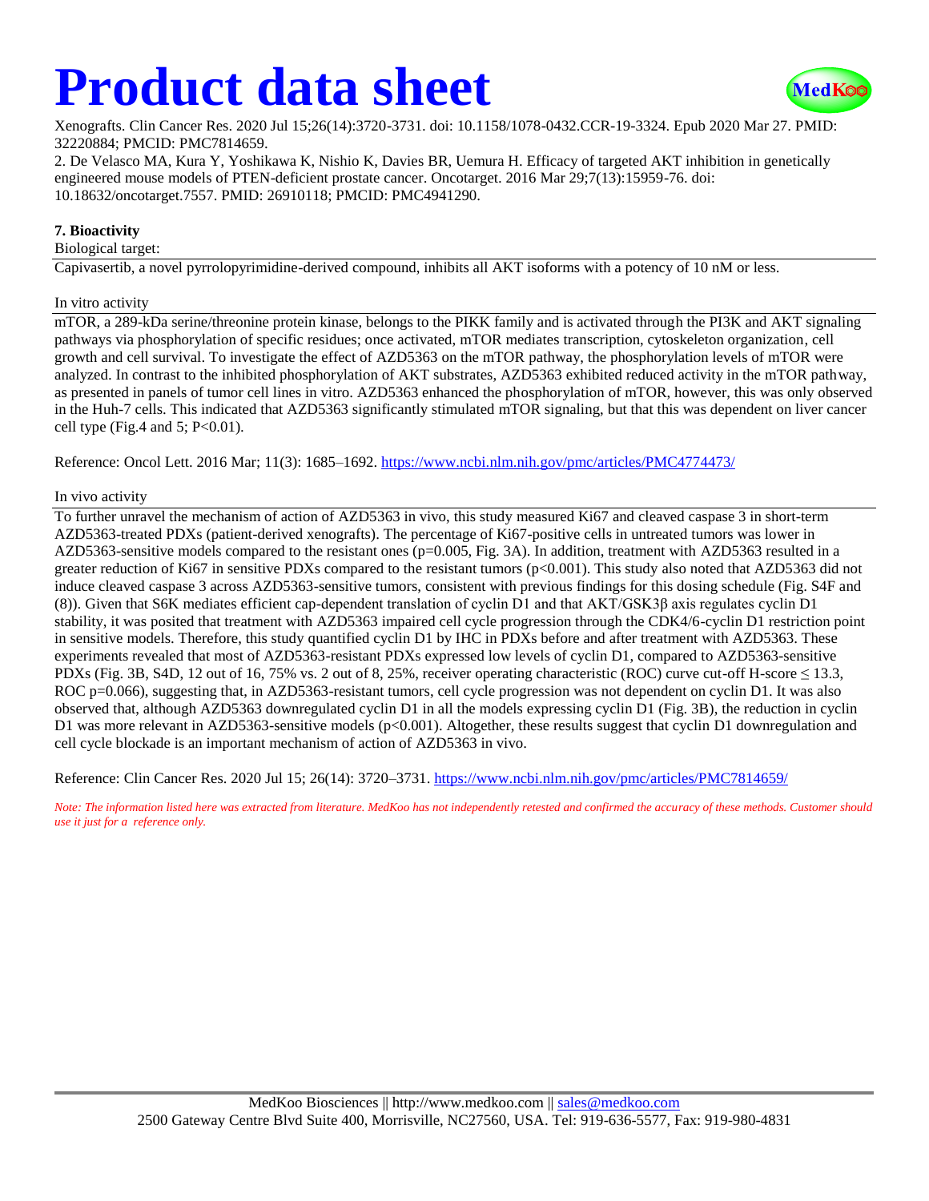Xenografts. Clin Cancer Res. 2020 Jul 15;26(14):3720-3731. doi: 10.1158/1078-0432.CCR-19-3324. Epub 2020 Mar 27. PMID: 32220884; PMCID: PMC7814659.

2. De Velasco MA, Kura Y, Yoshikawa K, Nishio K, Davies BR, Uemura H. Efficacy of targeted AKT inhibition in genetically engineered mouse models of PTEN-deficient prostate cancer. Oncotarget. 2016 Mar 29;7(13):15959-76. doi: 10.18632/oncotarget.7557. PMID: 26910118; PMCID: PMC4941290.

**7. Bioactivity**

Biological target:

Capivasertib, a novel pyrrolopyrimidine-derived compound, inhibits all AKT isoforms with a potency of 10 nM or less.

In vitro activity

mTOR, a 289-kDa serine/threonine protein kinase, belongs to the PIKK family and is activated through the PI3K and AKT signaling pathways via phosphorylation of specific residues; once activated, mTOR mediates transcription, cytoskeleton organization, cell growth and cell survival. To investigate the effect of AZD5363 on the mTOR pathway, the phosphorylation levels of mTOR were analyzed. In contrast to the inhibited phosphorylation of AKT substrates, AZD5363 exhibited reduced activity in the mTOR pathway, as presented in panels of tumor cell lines in vitro. AZD5363 enhanced the phosphorylation of mTOR, however, this was only observed in the Huh-7 cells. This indicated that AZD5363 significantly stimulated mTOR signaling, but that this was dependent on liver cancer cell type (Fig.4 and 5; P<0.01).

Reference: Oncol Lett. 2016 Mar; 11(3): 1685–1692. https://www.ncbi.nlm.nih.gov/pmc/articles/PMC4774473/

In vivo activity

To further unravel the mechanism of action of AZD5363 in vivo, this study measured Ki67 and cleaved caspase 3 in short-term AZD5363-treated PDXs (patient-derived xenografts). The percentage of Ki67-positive cells in untreated tumors was lower in AZD5363-sensitive models compared to the resistant ones (p=0.005, Fig. 3A). In addition, treatment with AZD5363 resulted in a greater reduction of Ki67 in sensitive PDXs compared to the resistant tumors (p<0.001). This study also noted that AZD5363 did not induce cleaved caspase 3 across AZD5363-sensitive tumors, consistent with previous findings for this dosing schedule (Fig. S4F and (8)). Given that S6K mediates efficient cap-dependent translation of cyclin D1 and that AKT/GSK3β axis regulates cyclin D1 stability, it was posited that treatment with AZD5363 impaired cell cycle progression through the CDK4/6-cyclin D1 restriction point in sensitive models. Therefore, this study quantified cyclin D1 by IHC in PDXs before and after treatment with AZD5363. These experiments revealed that most of AZD5363-resistant PDXs expressed low levels of cyclin D1, compared to AZD5363-sensitive PDXs (Fig. 3B, S4D, 12 out of 16, 75% vs. 2 out of 8, 25%, receiver operating characteristic (ROC) curve cut-off H-score ≤ 13.3, ROC p=0.066), suggesting that, in AZD5363-resistant tumors, cell cycle progression was not dependent on cyclin D1. It was also observed that, although AZD5363 downregulated cyclin D1 in all the models expressing cyclin D1 (Fig. 3B), the reduction in cyclin D1 was more relevant in AZD5363-sensitive models (p<0.001). Altogether, these results suggest that cyclin D1 downregulation and cell cycle blockade is an important mechanism of action of AZD5363 in vivo.

Reference: Clin Cancer Res. 2020 Jul 15; 26(14): 3720–3731. https://www.ncbi.nlm.nih.gov/pmc/articles/PMC7814659/

*Note: The information listed here was extracted from literature. MedKoo has not independently retested and confirmed the accuracy of these methods. Customer should use it just for a reference only.*

MedKoo Biosciences || http://www.medkoo.com || sales@medkoo.com
2500 Gateway Centre Blvd Suite 400, Morrisville, NC27560, USA. Tel: 919-636-5577, Fax: 919-980-4831